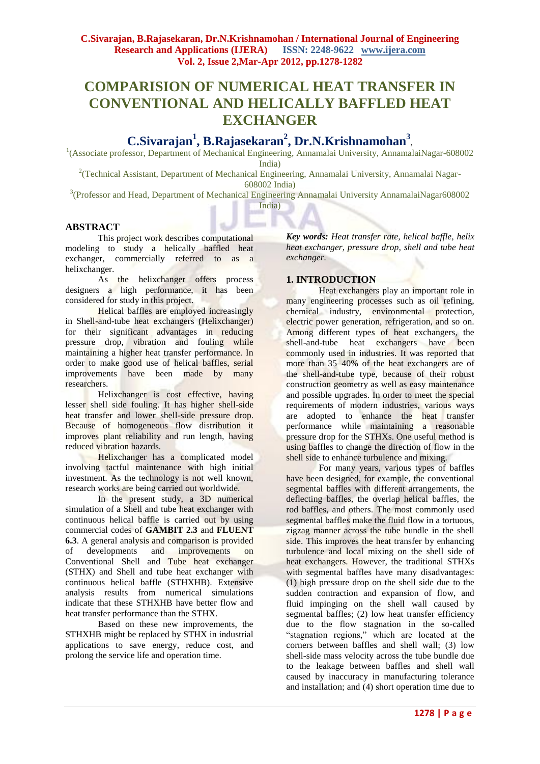# COMPARISION OF NUMERICAL HEAT TRANSFER IN CONVENTIONAL AND HELICALLY BAFFLED HEAT EXCHANGER

**C.Sivarajan[1], B.Rajasekaran[2], Dr.N.Krishnamohan[3]**,

[1](Associate professor, Department of Mechanical Engineering, Annamalai University, AnnamalaiNagar-608002 India)

[2](Technical Assistant, Department of Mechanical Engineering, Annamalai University, Annamalai Nagar-608002 India)

[3](Professor and Head, Department of Mechanical Engineering Annamalai University AnnamalaiNagar608002 India)

## ABSTRACT

This project work describes computational modeling to study a helically baffled heat exchanger, commercially referred to as a helixchanger.

As the helixchanger offers process designers a high performance, it has been considered for study in this project.

Helical baffles are employed increasingly in Shell-and-tube heat exchangers (Helixchanger) for their significant advantages in reducing pressure drop, vibration and fouling while maintaining a higher heat transfer performance. In order to make good use of helical baffles, serial improvements have been made by many researchers.

Helixchanger is cost effective, having lesser shell side fouling. It has higher shell-side heat transfer and lower shell-side pressure drop. Because of homogeneous flow distribution it improves plant reliability and run length, having reduced vibration hazards.

Helixchanger has a complicated model involving tactful maintenance with high initial investment. As the technology is not well known, research works are being carried out worldwide.

In the present study, a 3D numerical simulation of a Shell and tube heat exchanger with continuous helical baffle is carried out by using commercial codes of **GAMBIT 2.3** and **FLUENT 6.3**. A general analysis and comparison is provided of developments and improvements on Conventional Shell and Tube heat exchanger (STHX) and Shell and tube heat exchanger with continuous helical baffle (STHXHB). Extensive analysis results from numerical simulations indicate that these STHXHB have better flow and heat transfer performance than the STHX.

Based on these new improvements, the STHXHB might be replaced by STHX in industrial applications to save energy, reduce cost, and prolong the service life and operation time.

***Key words:*** *Heat transfer rate, helical baffle, helix heat exchanger, pressure drop, shell and tube heat exchanger.*

## 1. INTRODUCTION

Heat exchangers play an important role in many engineering processes such as oil refining, chemical industry, environmental protection, electric power generation, refrigeration, and so on. Among different types of heat exchangers, the shell-and-tube heat exchangers have been commonly used in industries. It was reported that more than 35–40% of the heat exchangers are of the shell-and-tube type, because of their robust construction geometry as well as easy maintenance and possible upgrades. In order to meet the special requirements of modern industries, various ways are adopted to enhance the heat transfer performance while maintaining a reasonable pressure drop for the STHXs. One useful method is using baffles to change the direction of flow in the shell side to enhance turbulence and mixing.

For many years, various types of baffles have been designed, for example, the conventional segmental baffles with different arrangements, the deflecting baffles, the overlap helical baffles, the rod baffles, and others. The most commonly used segmental baffles make the fluid flow in a tortuous, zigzag manner across the tube bundle in the shell side. This improves the heat transfer by enhancing turbulence and local mixing on the shell side of heat exchangers. However, the traditional STHXs with segmental baffles have many disadvantages: (1) high pressure drop on the shell side due to the sudden contraction and expansion of flow, and fluid impinging on the shell wall caused by segmental baffles; (2) low heat transfer efficiency due to the flow stagnation in the so-called "stagnation regions," which are located at the corners between baffles and shell wall; (3) low shell-side mass velocity across the tube bundle due to the leakage between baffles and shell wall caused by inaccuracy in manufacturing tolerance and installation; and (4) short operation time due to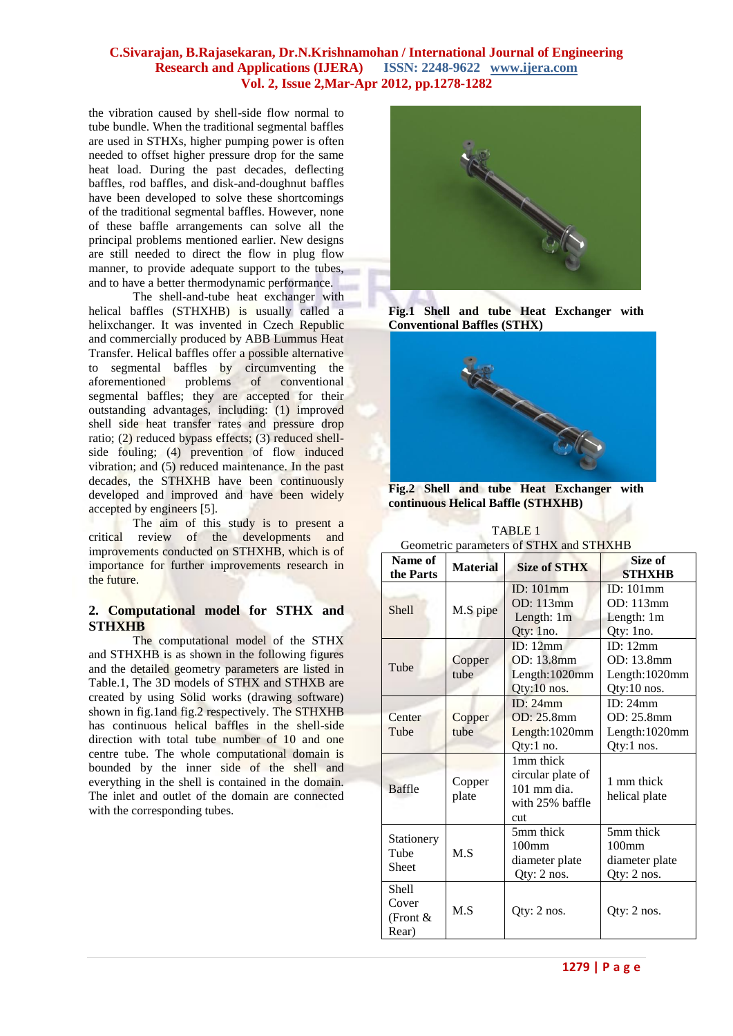the vibration caused by shell-side flow normal to tube bundle. When the traditional segmental baffles are used in STHXs, higher pumping power is often needed to offset higher pressure drop for the same heat load. During the past decades, deflecting baffles, rod baffles, and disk-and-doughnut baffles have been developed to solve these shortcomings of the traditional segmental baffles. However, none of these baffle arrangements can solve all the principal problems mentioned earlier. New designs are still needed to direct the flow in plug flow manner, to provide adequate support to the tubes, and to have a better thermodynamic performance.

The shell-and-tube heat exchanger with helical baffles (STHXHB) is usually called a helixchanger. It was invented in Czech Republic and commercially produced by ABB Lummus Heat Transfer. Helical baffles offer a possible alternative to segmental baffles by circumventing the aforementioned problems of conventional segmental baffles; they are accepted for their outstanding advantages, including: (1) improved shell side heat transfer rates and pressure drop ratio; (2) reduced bypass effects; (3) reduced shell-side fouling; (4) prevention of flow induced vibration; and (5) reduced maintenance. In the past decades, the STHXHB have been continuously developed and improved and have been widely accepted by engineers [5].

The aim of this study is to present a critical review of the developments and improvements conducted on STHXHB, which is of importance for further improvements research in the future.

## 2. Computational model for STHX and STHXHB

The computational model of the STHX and STHXHB is as shown in the following figures and the detailed geometry parameters are listed in Table.1, The 3D models of STHX and STHXB are created by using Solid works (drawing software) shown in fig.1and fig.2 respectively. The STHXHB has continuous helical baffles in the shell-side direction with total tube number of 10 and one centre tube. The whole computational domain is bounded by the inner side of the shell and everything in the shell is contained in the domain. The inlet and outlet of the domain are connected with the corresponding tubes.

**Fig.1 Shell and tube Heat Exchanger with Conventional Baffles (STHX)**

**Fig.2 Shell and tube Heat Exchanger with continuous Helical Baffle (STHXHB)**

TABLE 1
Geometric parameters of STHX and STHXHB

| Name of the Parts | Material | Size of STHX | Size of STHXHB |
|---|---|---|---|
| Shell | M.S pipe | ID: 101mm<br>OD: 113mm<br>Length: 1m<br>Qty: 1no. | ID: 101mm<br>OD: 113mm<br>Length: 1m<br>Qty: 1no. |
| Tube | Copper tube | ID: 12mm<br>OD: 13.8mm<br>Length:1020mm<br>Qty:10 nos. | ID: 12mm<br>OD: 13.8mm<br>Length:1020mm<br>Qty:10 nos. |
| Center Tube | Copper tube | ID: 24mm<br>OD: 25.8mm<br>Length:1020mm<br>Qty:1 no. | ID: 24mm<br>OD: 25.8mm<br>Length:1020mm<br>Qty:1 nos. |
| Baffle | Copper plate | 1mm thick circular plate of 101 mm dia. with 25% baffle cut | 1 mm thick helical plate |
| Stationery Tube Sheet | M.S | 5mm thick 100mm diameter plate Qty: 2 nos. | 5mm thick 100mm diameter plate Qty: 2 nos. |
| Shell Cover (Front & Rear) | M.S | Qty: 2 nos. | Qty: 2 nos. |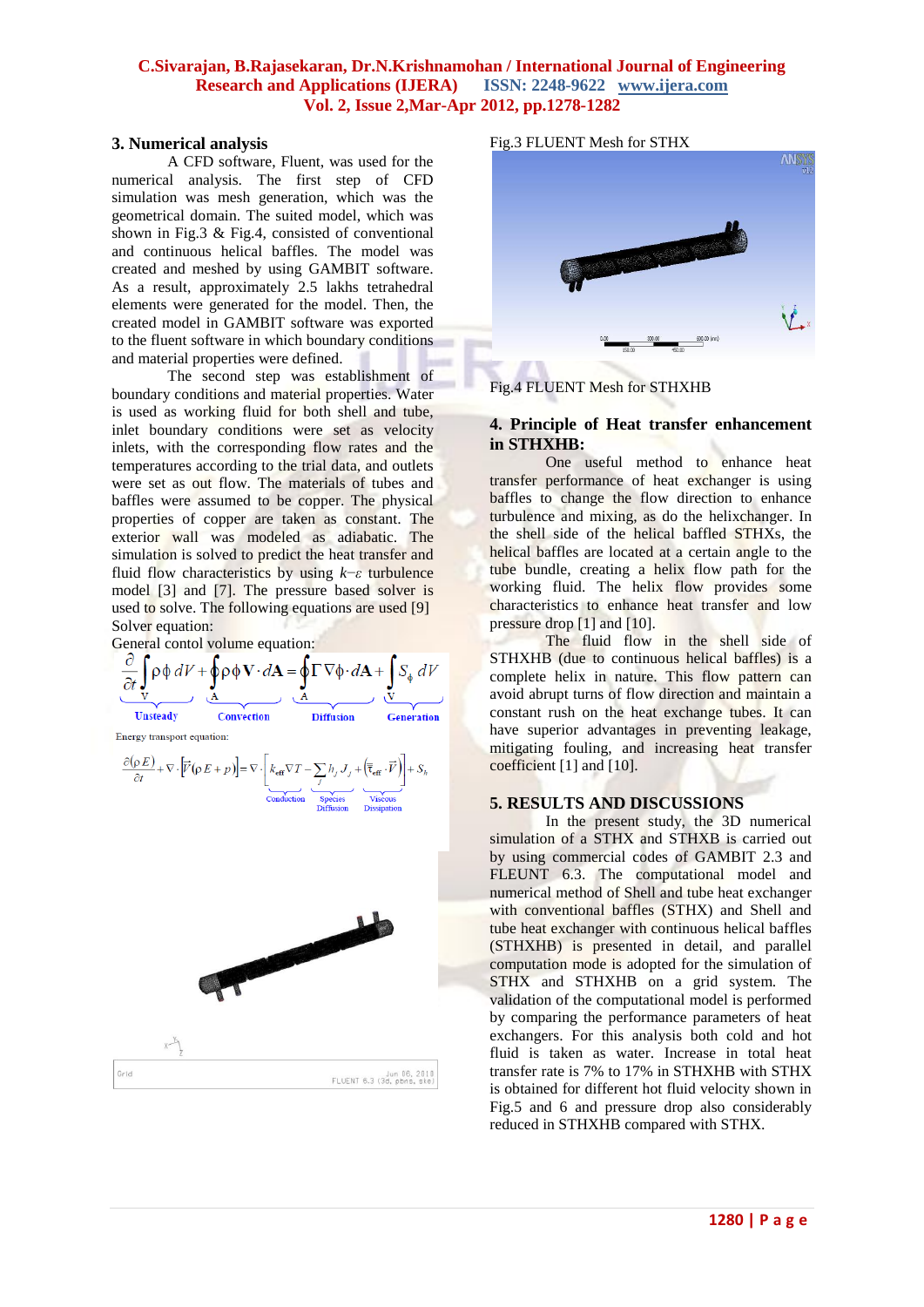## 3. Numerical analysis

A CFD software, Fluent, was used for the numerical analysis. The first step of CFD simulation was mesh generation, which was the geometrical domain. The suited model, which was shown in Fig.3 & Fig.4, consisted of conventional and continuous helical baffles. The model was created and meshed by using GAMBIT software. As a result, approximately 2.5 lakhs tetrahedral elements were generated for the model. Then, the created model in GAMBIT software was exported to the fluent software in which boundary conditions and material properties were defined.

The second step was establishment of boundary conditions and material properties. Water is used as working fluid for both shell and tube, inlet boundary conditions were set as velocity inlets, with the corresponding flow rates and the temperatures according to the trial data, and outlets were set as out flow. The materials of tubes and baffles were assumed to be copper. The physical properties of copper are taken as constant. The exterior wall was modeled as adiabatic. The simulation is solved to predict the heat transfer and fluid flow characteristics by using $k\text{–}\varepsilon$ turbulence model [3] and [7]. The pressure based solver is used to solve. The following equations are used [9]

Solver equation:

General contol volume equation:

$$\underbrace{\frac{\partial}{\partial t}\int_V \rho\phi \, dV}_{\text{Unsteady}} + \underbrace{\oint_A \rho\phi \mathbf{V}\cdot d\mathbf{A}}_{\text{Convection}} = \underbrace{\oint_A \Gamma\nabla\phi\cdot d\mathbf{A}}_{\text{Diffusion}} + \underbrace{\int_V S_\phi \, dV}_{\text{Generation}}$$

Energy transport equation:

$$\frac{\partial(\rho E)}{\partial t} + \nabla\cdot\left[\vec{V}(\rho E + p)\right] = \nabla\cdot\left[\underbrace{k_{eff}\nabla T}_{\text{Conduction}} - \underbrace{\sum_j h_j J_j}_{\text{Species Diffusion}} + \underbrace{\left(\bar{\bar{\tau}}_{eff}\cdot\vec{V}\right)}_{\text{Viscous Dissipation}}\right] + S_h$$

Fig.3 FLUENT Mesh for STHX

Fig.4 FLUENT Mesh for STHXHB

## 4. Principle of Heat transfer enhancement in STHXHB:

One useful method to enhance heat transfer performance of heat exchanger is using baffles to change the flow direction to enhance turbulence and mixing, as do the helixchanger. In the shell side of the helical baffled STHXs, the helical baffles are located at a certain angle to the tube bundle, creating a helix flow path for the working fluid. The helix flow provides some characteristics to enhance heat transfer and low pressure drop [1] and [10].

The fluid flow in the shell side of STHXHB (due to continuous helical baffles) is a complete helix in nature. This flow pattern can avoid abrupt turns of flow direction and maintain a constant rush on the heat exchange tubes. It can have superior advantages in preventing leakage, mitigating fouling, and increasing heat transfer coefficient [1] and [10].

## 5. RESULTS AND DISCUSSIONS

In the present study, the 3D numerical simulation of a STHX and STHXB is carried out by using commercial codes of GAMBIT 2.3 and FLEUNT 6.3. The computational model and numerical method of Shell and tube heat exchanger with conventional baffles (STHX) and Shell and tube heat exchanger with continuous helical baffles (STHXHB) is presented in detail, and parallel computation mode is adopted for the simulation of STHX and STHXHB on a grid system. The validation of the computational model is performed by comparing the performance parameters of heat exchangers. For this analysis both cold and hot fluid is taken as water. Increase in total heat transfer rate is 7% to 17% in STHXHB with STHX is obtained for different hot fluid velocity shown in Fig.5 and 6 and pressure drop also considerably reduced in STHXHB compared with STHX.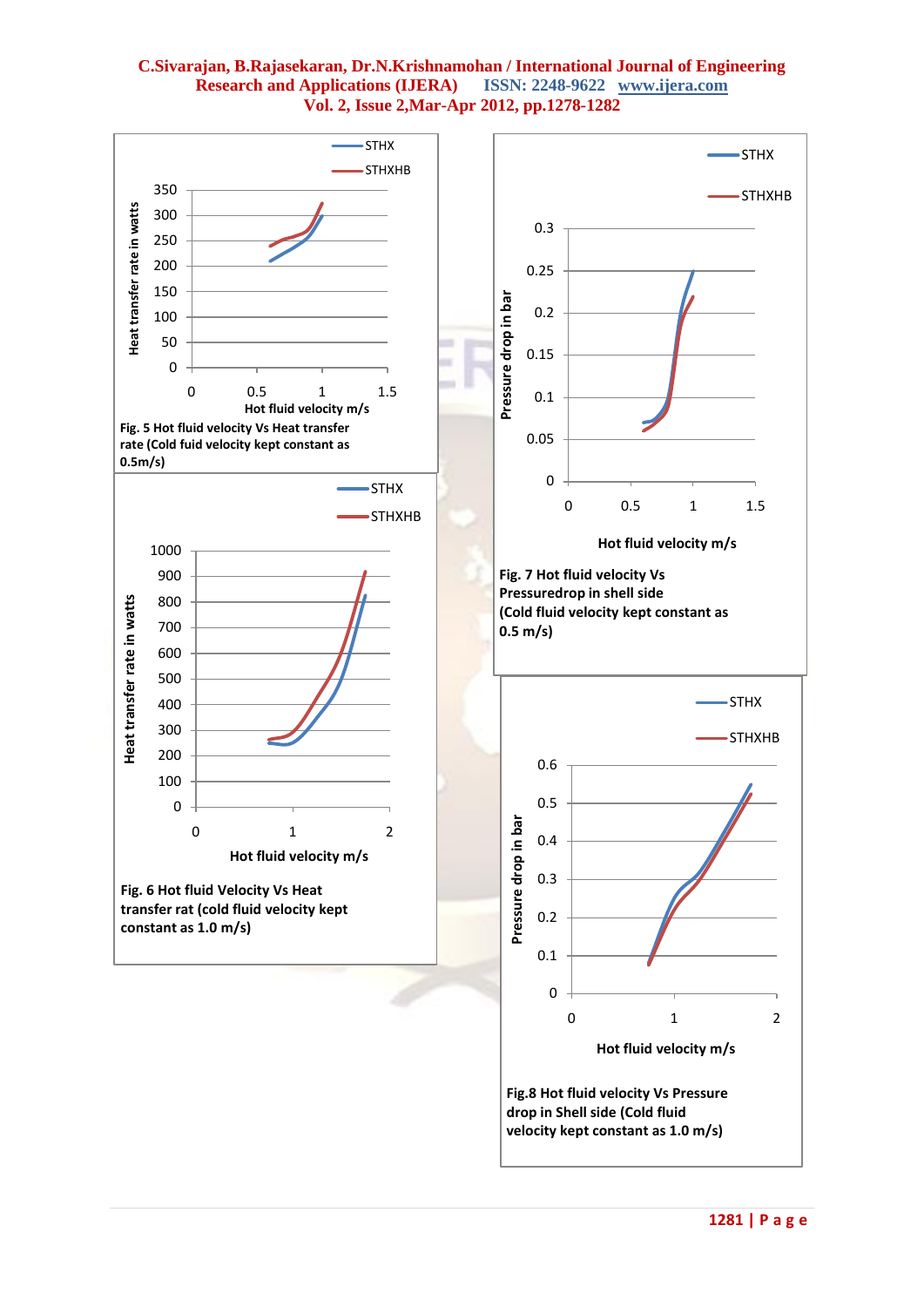Fig. 5 Hot fluid velocity Vs Heat transfer rate (Cold fuid velocity kept constant as 0.5m/s)

Fig. 6 Hot fluid Velocity Vs Heat transfer rat (cold fluid velocity kept constant as 1.0 m/s)

Fig. 7 Hot fluid velocity Vs Pressuredrop in shell side (Cold fluid velocity kept constant as 0.5 m/s)

Fig.8 Hot fluid velocity Vs Pressure drop in Shell side (Cold fluid velocity kept constant as 1.0 m/s)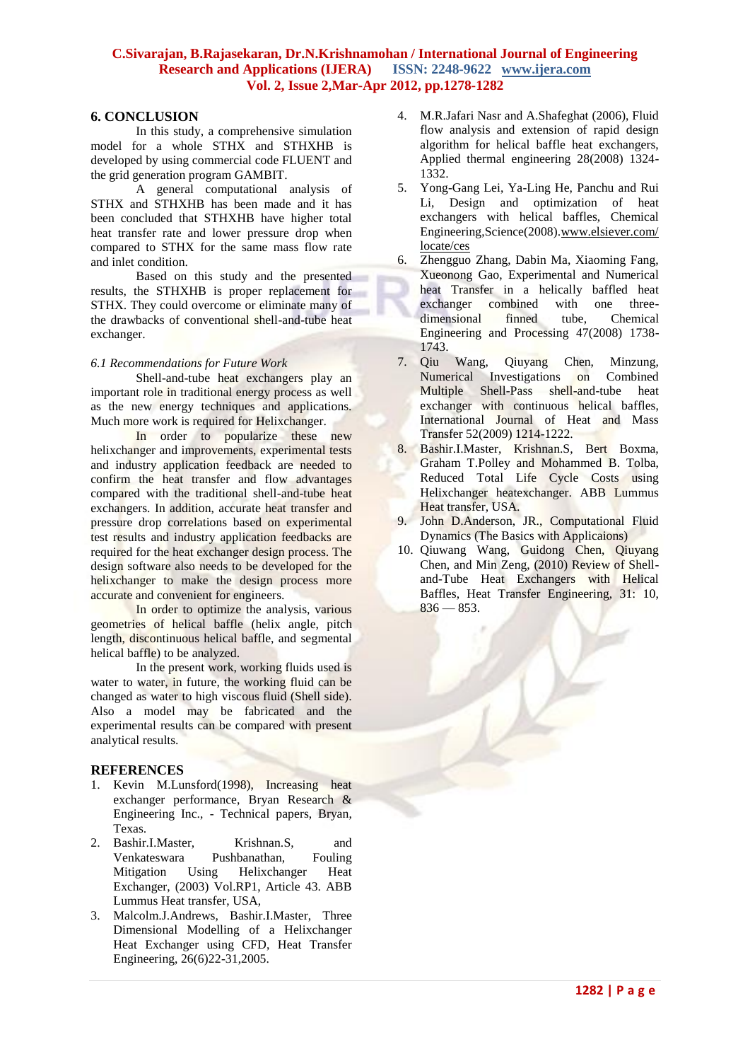## 6. CONCLUSION

In this study, a comprehensive simulation model for a whole STHX and STHXHB is developed by using commercial code FLUENT and the grid generation program GAMBIT.

A general computational analysis of STHX and STHXHB has been made and it has been concluded that STHXHB have higher total heat transfer rate and lower pressure drop when compared to STHX for the same mass flow rate and inlet condition.

Based on this study and the presented results, the STHXHB is proper replacement for STHX. They could overcome or eliminate many of the drawbacks of conventional shell-and-tube heat exchanger.

### *6.1 Recommendations for Future Work*

Shell-and-tube heat exchangers play an important role in traditional energy process as well as the new energy techniques and applications. Much more work is required for Helixchanger.

In order to popularize these new helixchanger and improvements, experimental tests and industry application feedback are needed to confirm the heat transfer and flow advantages compared with the traditional shell-and-tube heat exchangers. In addition, accurate heat transfer and pressure drop correlations based on experimental test results and industry application feedbacks are required for the heat exchanger design process. The design software also needs to be developed for the helixchanger to make the design process more accurate and convenient for engineers.

In order to optimize the analysis, various geometries of helical baffle (helix angle, pitch length, discontinuous helical baffle, and segmental helical baffle) to be analyzed.

In the present work, working fluids used is water to water, in future, the working fluid can be changed as water to high viscous fluid (Shell side). Also a model may be fabricated and the experimental results can be compared with present analytical results.

## REFERENCES

1. Kevin M.Lunsford(1998), Increasing heat exchanger performance, Bryan Research & Engineering Inc., - Technical papers, Bryan, Texas.
2. Bashir.I.Master, Krishnan.S, and Venkateswara Pushbanathan, Fouling Mitigation Using Helixchanger Heat Exchanger, (2003) Vol.RP1, Article 43. ABB Lummus Heat transfer, USA,
3. Malcolm.J.Andrews, Bashir.I.Master, Three Dimensional Modelling of a Helixchanger Heat Exchanger using CFD, Heat Transfer Engineering, 26(6)22-31,2005.
4. M.R.Jafari Nasr and A.Shafeghat (2006), Fluid flow analysis and extension of rapid design algorithm for helical baffle heat exchangers, Applied thermal engineering 28(2008) 1324-1332.
5. Yong-Gang Lei, Ya-Ling He, Panchu and Rui Li, Design and optimization of heat exchangers with helical baffles, Chemical Engineering,Science(2008).www.elsiever.com/locate/ces
6. Zhengguo Zhang, Dabin Ma, Xiaoming Fang, Xueonong Gao, Experimental and Numerical heat Transfer in a helically baffled heat exchanger combined with one three-dimensional finned tube, Chemical Engineering and Processing 47(2008) 1738-1743.
7. Qiu Wang, Qiuyang Chen, Minzung, Numerical Investigations on Combined Multiple Shell-Pass shell-and-tube heat exchanger with continuous helical baffles, International Journal of Heat and Mass Transfer 52(2009) 1214-1222.
8. Bashir.I.Master, Krishnan.S, Bert Boxma, Graham T.Polley and Mohammed B. Tolba, Reduced Total Life Cycle Costs using Helixchanger heatexchanger. ABB Lummus Heat transfer, USA.
9. John D.Anderson, JR., Computational Fluid Dynamics (The Basics with Applicaions)
10. Qiuwang Wang, Guidong Chen, Qiuyang Chen, and Min Zeng, (2010) Review of Shell-and-Tube Heat Exchangers with Helical Baffles, Heat Transfer Engineering, 31: 10, 836 — 853.